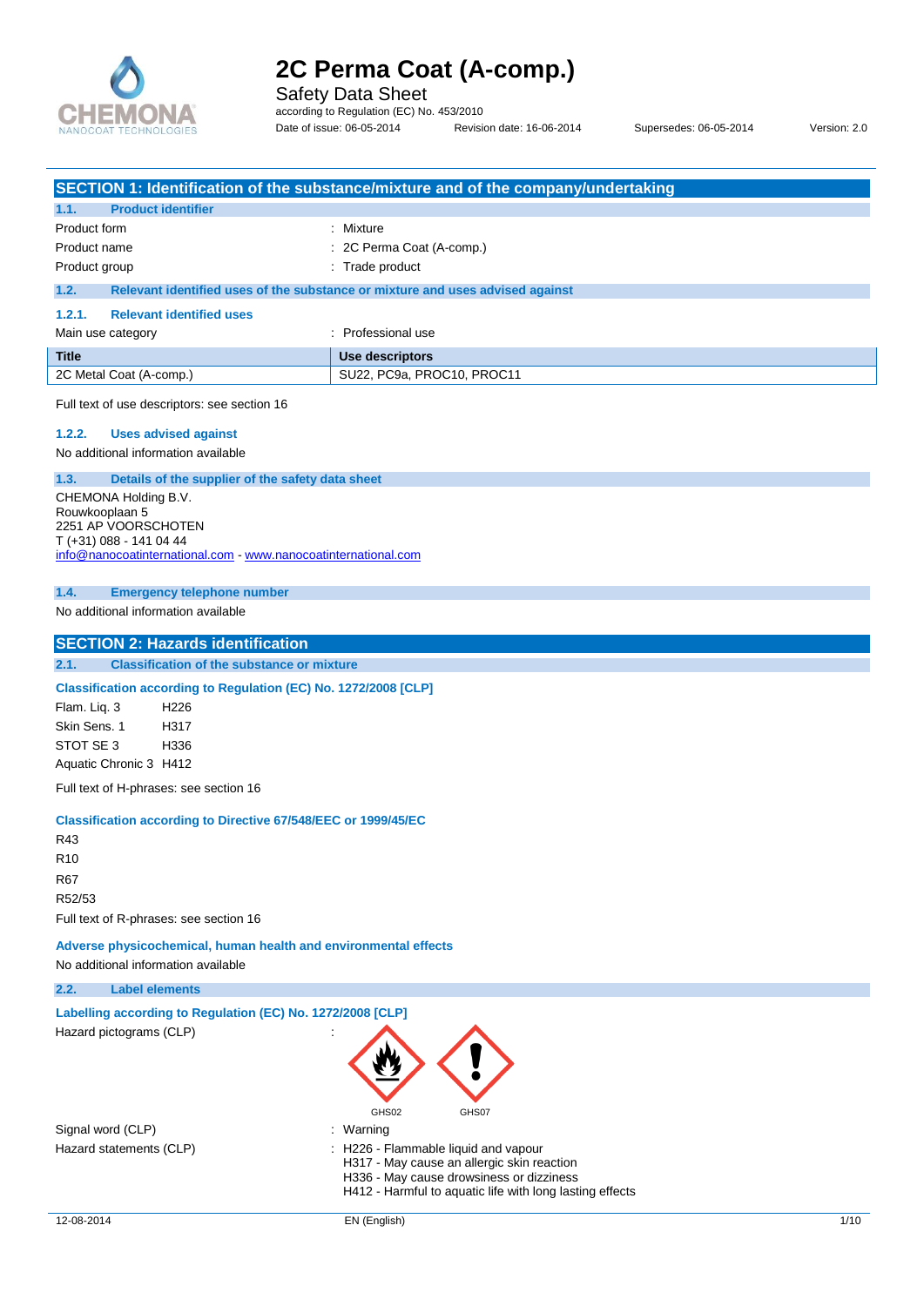# 2C Perma Coat (A-comp.)

Safety Data Sheet

according to Regulation (EC) No. 453/2010

Date of issue: 06-05-2014 Revision date: 16-06-2014 Supersedes: 06-05-2014 Version: 2.0

## SECTION 1: Identification of the substance/mixture and of the company/undertaking

### 1.1. Product identifier

| | |
|---|---|
| Product form | : Mixture |
| Product name | : 2C Perma Coat (A-comp.) |
| Product group | : Trade product |

### 1.2. Relevant identified uses of the substance or mixture and uses advised against

#### 1.2.1. Relevant identified uses

Main use category : Professional use

| Title | Use descriptors |
|---|---|
| 2C Metal Coat (A-comp.) | SU22, PC9a, PROC10, PROC11 |

Full text of use descriptors: see section 16

#### 1.2.2. Uses advised against

No additional information available

### 1.3. Details of the supplier of the safety data sheet

CHEMONA Holding B.V.
Rouwkooplaan 5
2251 AP VOORSCHOTEN
T (+31) 088 - 141 04 44
info@nanocoatinternational.com - www.nanocoatinternational.com

### 1.4. Emergency telephone number

No additional information available

## SECTION 2: Hazards identification

### 2.1. Classification of the substance or mixture

**Classification according to Regulation (EC) No. 1272/2008 [CLP]**

Flam. Liq. 3 H226
Skin Sens. 1 H317
STOT SE 3 H336
Aquatic Chronic 3 H412

Full text of H-phrases: see section 16

**Classification according to Directive 67/548/EEC or 1999/45/EC**

R43
R10
R67
R52/53

Full text of R-phrases: see section 16

**Adverse physicochemical, human health and environmental effects**

No additional information available

### 2.2. Label elements

**Labelling according to Regulation (EC) No. 1272/2008 [CLP]**

Hazard pictograms (CLP) :

GHS02 GHS07

Signal word (CLP) : Warning

Hazard statements (CLP) :
- H226 - Flammable liquid and vapour
- H317 - May cause an allergic skin reaction
- H336 - May cause drowsiness or dizziness
- H412 - Harmful to aquatic life with long lasting effects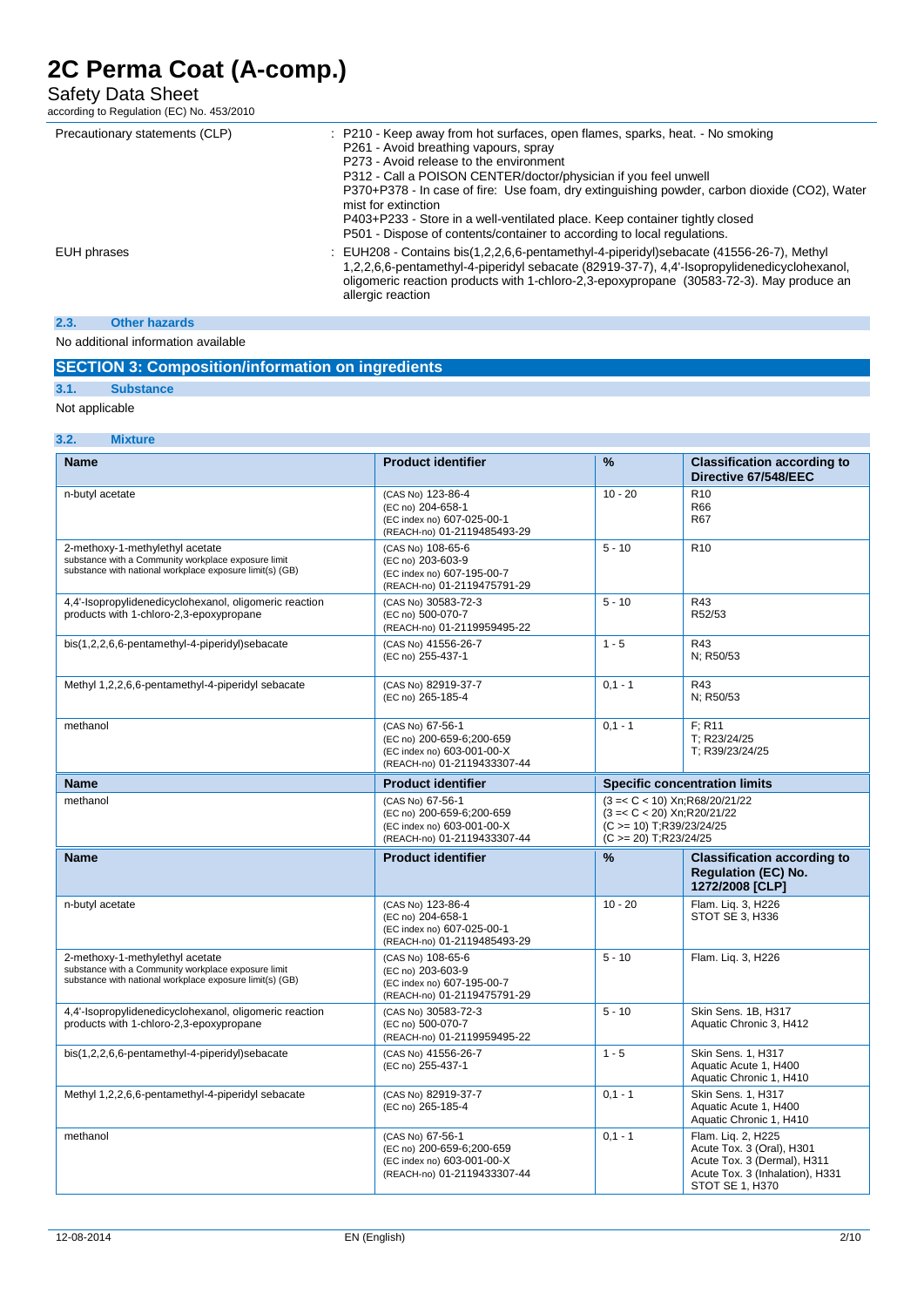| | |
|---|---|
| Precautionary statements (CLP) | : P210 - Keep away from hot surfaces, open flames, sparks, heat. - No smoking<br>P261 - Avoid breathing vapours, spray<br>P273 - Avoid release to the environment<br>P312 - Call a POISON CENTER/doctor/physician if you feel unwell<br>P370+P378 - In case of fire: Use foam, dry extinguishing powder, carbon dioxide (CO2), Water mist for extinction<br>P403+P233 - Store in a well-ventilated place. Keep container tightly closed<br>P501 - Dispose of contents/container to according to local regulations. |
| EUH phrases | : EUH208 - Contains bis(1,2,2,6,6-pentamethyl-4-piperidyl)sebacate (41556-26-7), Methyl 1,2,2,6,6-pentamethyl-4-piperidyl sebacate (82919-37-7), 4,4'-Isopropylidenedicyclohexanol, oligomeric reaction products with 1-chloro-2,3-epoxypropane (30583-72-3). May produce an allergic reaction |

### 2.3. Other hazards

No additional information available

## SECTION 3: Composition/information on ingredients

### 3.1. Substance

Not applicable

### 3.2. Mixture

| Name | Product identifier | % | Classification according to Directive 67/548/EEC |
|---|---|---|---|
| n-butyl acetate | (CAS No) 123-86-4<br>(EC no) 204-658-1<br>(EC index no) 607-025-00-1<br>(REACH-no) 01-2119485493-29 | 10 - 20 | R10<br>R66<br>R67 |
| 2-methoxy-1-methylethyl acetate<br>substance with a Community workplace exposure limit<br>substance with national workplace exposure limit(s) (GB) | (CAS No) 108-65-6<br>(EC no) 203-603-9<br>(EC index no) 607-195-00-7<br>(REACH-no) 01-2119475791-29 | 5 - 10 | R10 |
| 4,4'-Isopropylidenedicyclohexanol, oligomeric reaction products with 1-chloro-2,3-epoxypropane | (CAS No) 30583-72-3<br>(EC no) 500-070-7<br>(REACH-no) 01-2119959495-22 | 5 - 10 | R43<br>R52/53 |
| bis(1,2,2,6,6-pentamethyl-4-piperidyl)sebacate | (CAS No) 41556-26-7<br>(EC no) 255-437-1 | 1 - 5 | R43<br>N; R50/53 |
| Methyl 1,2,2,6,6-pentamethyl-4-piperidyl sebacate | (CAS No) 82919-37-7<br>(EC no) 265-185-4 | 0,1 - 1 | R43<br>N; R50/53 |
| methanol | (CAS No) 67-56-1<br>(EC no) 200-659-6;200-659<br>(EC index no) 603-001-00-X<br>(REACH-no) 01-2119433307-44 | 0,1 - 1 | F; R11<br>T; R23/24/25<br>T; R39/23/24/25 |

| Name | Product identifier | Specific concentration limits |
|---|---|---|
| methanol | (CAS No) 67-56-1<br>(EC no) 200-659-6;200-659<br>(EC index no) 603-001-00-X<br>(REACH-no) 01-2119433307-44 | (3 =< C < 10) Xn;R68/20/21/22<br>(3 =< C < 20) Xn;R20/21/22<br>(C >= 10) T;R39/23/24/25<br>(C >= 20) T;R23/24/25 |

| Name | Product identifier | % | Classification according to Regulation (EC) No. 1272/2008 [CLP] |
|---|---|---|---|
| n-butyl acetate | (CAS No) 123-86-4<br>(EC no) 204-658-1<br>(EC index no) 607-025-00-1<br>(REACH-no) 01-2119485493-29 | 10 - 20 | Flam. Liq. 3, H226<br>STOT SE 3, H336 |
| 2-methoxy-1-methylethyl acetate<br>substance with a Community workplace exposure limit<br>substance with national workplace exposure limit(s) (GB) | (CAS No) 108-65-6<br>(EC no) 203-603-9<br>(EC index no) 607-195-00-7<br>(REACH-no) 01-2119475791-29 | 5 - 10 | Flam. Liq. 3, H226 |
| 4,4'-Isopropylidenedicyclohexanol, oligomeric reaction products with 1-chloro-2,3-epoxypropane | (CAS No) 30583-72-3<br>(EC no) 500-070-7<br>(REACH-no) 01-2119959495-22 | 5 - 10 | Skin Sens. 1B, H317<br>Aquatic Chronic 3, H412 |
| bis(1,2,2,6,6-pentamethyl-4-piperidyl)sebacate | (CAS No) 41556-26-7<br>(EC no) 255-437-1 | 1 - 5 | Skin Sens. 1, H317<br>Aquatic Acute 1, H400<br>Aquatic Chronic 1, H410 |
| Methyl 1,2,2,6,6-pentamethyl-4-piperidyl sebacate | (CAS No) 82919-37-7<br>(EC no) 265-185-4 | 0,1 - 1 | Skin Sens. 1, H317<br>Aquatic Acute 1, H400<br>Aquatic Chronic 1, H410 |
| methanol | (CAS No) 67-56-1<br>(EC no) 200-659-6;200-659<br>(EC index no) 603-001-00-X<br>(REACH-no) 01-2119433307-44 | 0,1 - 1 | Flam. Liq. 2, H225<br>Acute Tox. 3 (Oral), H301<br>Acute Tox. 3 (Dermal), H311<br>Acute Tox. 3 (Inhalation), H331<br>STOT SE 1, H370 |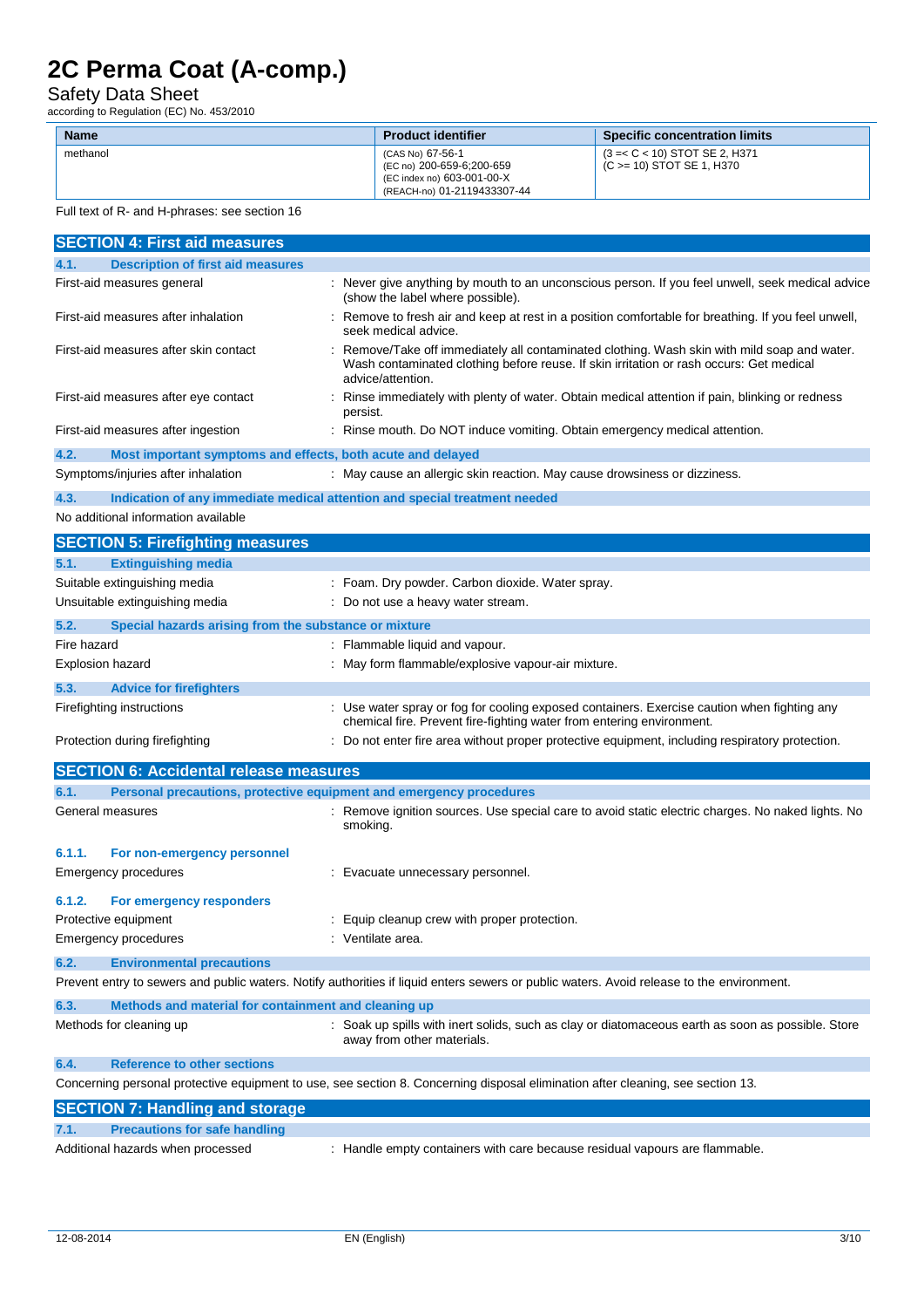| Name | Product identifier | Specific concentration limits |
|---|---|---|
| methanol | (CAS No) 67-56-1<br>(EC no) 200-659-6;200-659<br>(EC index no) 603-001-00-X<br>(REACH-no) 01-2119433307-44 | (3 =< C < 10) STOT SE 2, H371<br>(C >= 10) STOT SE 1, H370 |

Full text of R- and H-phrases: see section 16

## SECTION 4: First aid measures

### 4.1. Description of first aid measures

First-aid measures general : Never give anything by mouth to an unconscious person. If you feel unwell, seek medical advice (show the label where possible).

First-aid measures after inhalation : Remove to fresh air and keep at rest in a position comfortable for breathing. If you feel unwell, seek medical advice.

First-aid measures after skin contact : Remove/Take off immediately all contaminated clothing. Wash skin with mild soap and water. Wash contaminated clothing before reuse. If skin irritation or rash occurs: Get medical advice/attention.

First-aid measures after eye contact : Rinse immediately with plenty of water. Obtain medical attention if pain, blinking or redness persist.

First-aid measures after ingestion : Rinse mouth. Do NOT induce vomiting. Obtain emergency medical attention.

### 4.2. Most important symptoms and effects, both acute and delayed

Symptoms/injuries after inhalation : May cause an allergic skin reaction. May cause drowsiness or dizziness.

### 4.3. Indication of any immediate medical attention and special treatment needed

No additional information available

## SECTION 5: Firefighting measures

### 5.1. Extinguishing media

Suitable extinguishing media : Foam. Dry powder. Carbon dioxide. Water spray.

Unsuitable extinguishing media : Do not use a heavy water stream.

### 5.2. Special hazards arising from the substance or mixture

Fire hazard : Flammable liquid and vapour.

Explosion hazard : May form flammable/explosive vapour-air mixture.

### 5.3. Advice for firefighters

Firefighting instructions : Use water spray or fog for cooling exposed containers. Exercise caution when fighting any chemical fire. Prevent fire-fighting water from entering environment.

Protection during firefighting : Do not enter fire area without proper protective equipment, including respiratory protection.

## SECTION 6: Accidental release measures

### 6.1. Personal precautions, protective equipment and emergency procedures

General measures : Remove ignition sources. Use special care to avoid static electric charges. No naked lights. No smoking.

#### 6.1.1. For non-emergency personnel

Emergency procedures : Evacuate unnecessary personnel.

#### 6.1.2. For emergency responders

Protective equipment : Equip cleanup crew with proper protection.

Emergency procedures : Ventilate area.

### 6.2. Environmental precautions

Prevent entry to sewers and public waters. Notify authorities if liquid enters sewers or public waters. Avoid release to the environment.

### 6.3. Methods and material for containment and cleaning up

Methods for cleaning up : Soak up spills with inert solids, such as clay or diatomaceous earth as soon as possible. Store away from other materials.

### 6.4. Reference to other sections

Concerning personal protective equipment to use, see section 8. Concerning disposal elimination after cleaning, see section 13.

## SECTION 7: Handling and storage

### 7.1. Precautions for safe handling

Additional hazards when processed : Handle empty containers with care because residual vapours are flammable.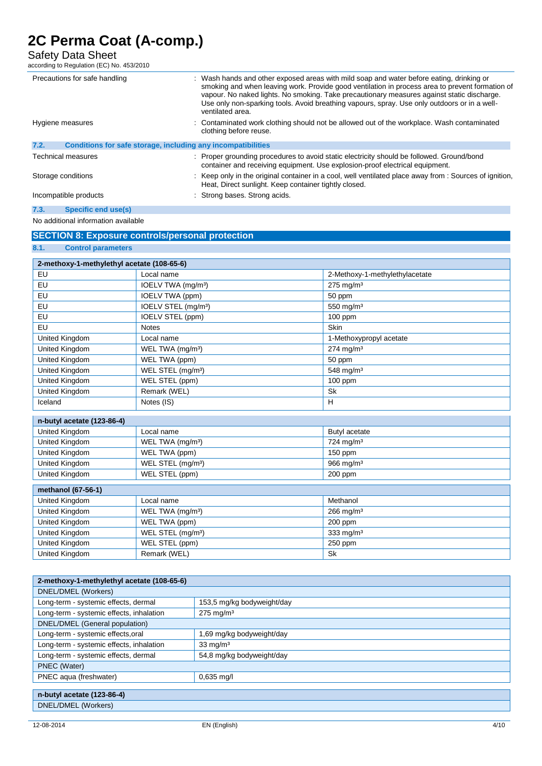| | |
|---|---|
| Precautions for safe handling | : Wash hands and other exposed areas with mild soap and water before eating, drinking or smoking and when leaving work. Provide good ventilation in process area to prevent formation of vapour. No naked lights. No smoking. Take precautionary measures against static discharge. Use only non-sparking tools. Avoid breathing vapours, spray. Use only outdoors or in a well-ventilated area. |
| Hygiene measures | : Contaminated work clothing should not be allowed out of the workplace. Wash contaminated clothing before reuse. |

### 7.2. Conditions for safe storage, including any incompatibilities

| | |
|---|---|
| Technical measures | : Proper grounding procedures to avoid static electricity should be followed. Ground/bond container and receiving equipment. Use explosion-proof electrical equipment. |
| Storage conditions | : Keep only in the original container in a cool, well ventilated place away from : Sources of ignition, Heat, Direct sunlight. Keep container tightly closed. |
| Incompatible products | : Strong bases. Strong acids. |

### 7.3. Specific end use(s)

No additional information available

## SECTION 8: Exposure controls/personal protection

### 8.1. Control parameters

| 2-methoxy-1-methylethyl acetate (108-65-6) | | |
|---|---|---|
| EU | Local name | 2-Methoxy-1-methylethylacetate |
| EU | IOELV TWA (mg/m³) | 275 mg/m³ |
| EU | IOELV TWA (ppm) | 50 ppm |
| EU | IOELV STEL (mg/m³) | 550 mg/m³ |
| EU | IOELV STEL (ppm) | 100 ppm |
| EU | Notes | Skin |
| United Kingdom | Local name | 1-Methoxypropyl acetate |
| United Kingdom | WEL TWA (mg/m³) | 274 mg/m³ |
| United Kingdom | WEL TWA (ppm) | 50 ppm |
| United Kingdom | WEL STEL (mg/m³) | 548 mg/m³ |
| United Kingdom | WEL STEL (ppm) | 100 ppm |
| United Kingdom | Remark (WEL) | Sk |
| Iceland | Notes (IS) | H |

| n-butyl acetate (123-86-4) | | |
|---|---|---|
| United Kingdom | Local name | Butyl acetate |
| United Kingdom | WEL TWA (mg/m³) | 724 mg/m³ |
| United Kingdom | WEL TWA (ppm) | 150 ppm |
| United Kingdom | WEL STEL (mg/m³) | 966 mg/m³ |
| United Kingdom | WEL STEL (ppm) | 200 ppm |

| methanol (67-56-1) | | |
|---|---|---|
| United Kingdom | Local name | Methanol |
| United Kingdom | WEL TWA (mg/m³) | 266 mg/m³ |
| United Kingdom | WEL TWA (ppm) | 200 ppm |
| United Kingdom | WEL STEL (mg/m³) | 333 mg/m³ |
| United Kingdom | WEL STEL (ppm) | 250 ppm |
| United Kingdom | Remark (WEL) | Sk |

| 2-methoxy-1-methylethyl acetate (108-65-6) | |
|---|---|
| DNEL/DMEL (Workers) | |
| Long-term - systemic effects, dermal | 153,5 mg/kg bodyweight/day |
| Long-term - systemic effects, inhalation | 275 mg/m³ |
| DNEL/DMEL (General population) | |
| Long-term - systemic effects,oral | 1,69 mg/kg bodyweight/day |
| Long-term - systemic effects, inhalation | 33 mg/m³ |
| Long-term - systemic effects, dermal | 54,8 mg/kg bodyweight/day |
| PNEC (Water) | |
| PNEC aqua (freshwater) | 0,635 mg/l |

| n-butyl acetate (123-86-4) |
|---|
| DNEL/DMEL (Workers) |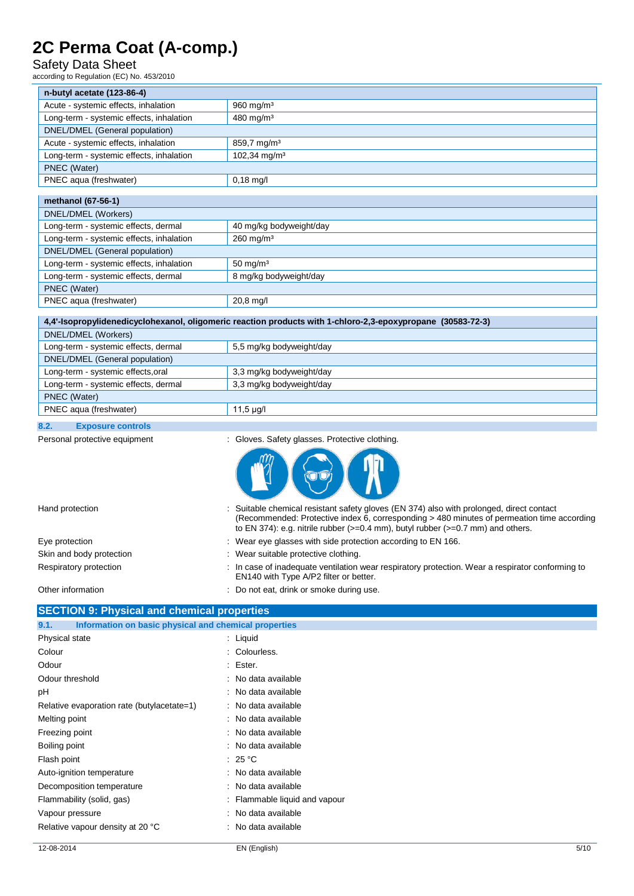| n-butyl acetate (123-86-4) | |
|---|---|
| Acute - systemic effects, inhalation | 960 mg/m³ |
| Long-term - systemic effects, inhalation | 480 mg/m³ |
| DNEL/DMEL (General population) | |
| Acute - systemic effects, inhalation | 859,7 mg/m³ |
| Long-term - systemic effects, inhalation | 102,34 mg/m³ |
| PNEC (Water) | |
| PNEC aqua (freshwater) | 0,18 mg/l |

| methanol (67-56-1) | |
|---|---|
| DNEL/DMEL (Workers) | |
| Long-term - systemic effects, dermal | 40 mg/kg bodyweight/day |
| Long-term - systemic effects, inhalation | 260 mg/m³ |
| DNEL/DMEL (General population) | |
| Long-term - systemic effects, inhalation | 50 mg/m³ |
| Long-term - systemic effects, dermal | 8 mg/kg bodyweight/day |
| PNEC (Water) | |
| PNEC aqua (freshwater) | 20,8 mg/l |

| 4,4'-Isopropylidenedicyclohexanol, oligomeric reaction products with 1-chloro-2,3-epoxypropane (30583-72-3) | |
|---|---|
| DNEL/DMEL (Workers) | |
| Long-term - systemic effects, dermal | 5,5 mg/kg bodyweight/day |
| DNEL/DMEL (General population) | |
| Long-term - systemic effects,oral | 3,3 mg/kg bodyweight/day |
| Long-term - systemic effects, dermal | 3,3 mg/kg bodyweight/day |
| PNEC (Water) | |
| PNEC aqua (freshwater) | 11,5 µg/l |

### 8.2. Exposure controls

Personal protective equipment : Gloves. Safety glasses. Protective clothing.

Hand protection : Suitable chemical resistant safety gloves (EN 374) also with prolonged, direct contact (Recommended: Protective index 6, corresponding > 480 minutes of permeation time according to EN 374): e.g. nitrile rubber (>=0.4 mm), butyl rubber (>=0.7 mm) and others.

Eye protection : Wear eye glasses with side protection according to EN 166.

Skin and body protection : Wear suitable protective clothing.

Respiratory protection : In case of inadequate ventilation wear respiratory protection. Wear a respirator conforming to EN140 with Type A/P2 filter or better.

Other information : Do not eat, drink or smoke during use.

## SECTION 9: Physical and chemical properties

### 9.1. Information on basic physical and chemical properties

Physical state : Liquid

Colour : Colourless.

Odour : Ester.

Odour threshold : No data available

pH : No data available

Relative evaporation rate (butylacetate=1) : No data available

Melting point : No data available

Freezing point : No data available

Boiling point : No data available

Flash point : 25 °C

Auto-ignition temperature : No data available

Decomposition temperature : No data available

Flammability (solid, gas) : Flammable liquid and vapour

Vapour pressure : No data available

Relative vapour density at 20 °C : No data available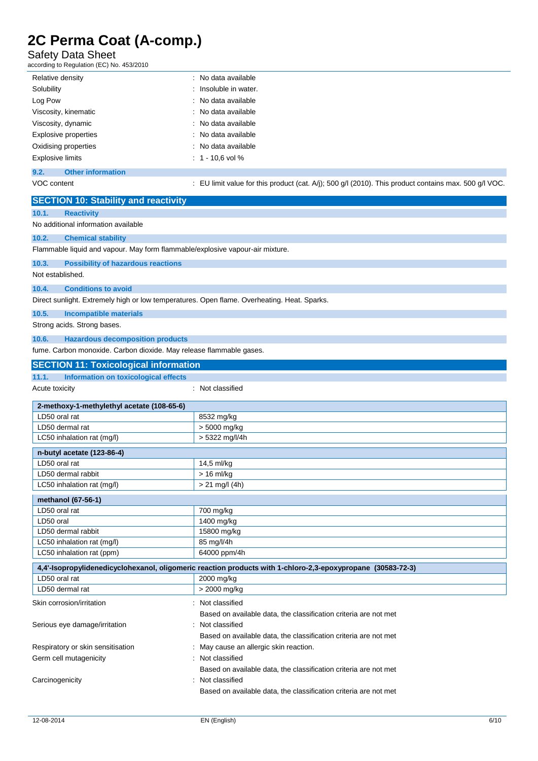| | |
|---|---|
| Relative density | : No data available |
| Solubility | : Insoluble in water. |
| Log Pow | : No data available |
| Viscosity, kinematic | : No data available |
| Viscosity, dynamic | : No data available |
| Explosive properties | : No data available |
| Oxidising properties | : No data available |
| Explosive limits | : 1 - 10,6 vol % |

### 9.2. Other information

VOC content : EU limit value for this product (cat. A/j); 500 g/l (2010). This product contains max. 500 g/l VOC.

## SECTION 10: Stability and reactivity

### 10.1. Reactivity

No additional information available

### 10.2. Chemical stability

Flammable liquid and vapour. May form flammable/explosive vapour-air mixture.

### 10.3. Possibility of hazardous reactions

Not established.

### 10.4. Conditions to avoid

Direct sunlight. Extremely high or low temperatures. Open flame. Overheating. Heat. Sparks.

### 10.5. Incompatible materials

Strong acids. Strong bases.

### 10.6. Hazardous decomposition products

fume. Carbon monoxide. Carbon dioxide. May release flammable gases.

## SECTION 11: Toxicological information

### 11.1. Information on toxicological effects

Acute toxicity : Not classified

| 2-methoxy-1-methylethyl acetate (108-65-6) | |
|---|---|
| LD50 oral rat | 8532 mg/kg |
| LD50 dermal rat | > 5000 mg/kg |
| LC50 inhalation rat (mg/l) | > 5322 mg/l/4h |

| n-butyl acetate (123-86-4) | |
|---|---|
| LD50 oral rat | 14,5 ml/kg |
| LD50 dermal rabbit | > 16 ml/kg |
| LC50 inhalation rat (mg/l) | > 21 mg/l (4h) |

| methanol (67-56-1) | |
|---|---|
| LD50 oral rat | 700 mg/kg |
| LD50 oral | 1400 mg/kg |
| LD50 dermal rabbit | 15800 mg/kg |
| LC50 inhalation rat (mg/l) | 85 mg/l/4h |
| LC50 inhalation rat (ppm) | 64000 ppm/4h |

| 4,4'-Isopropylidenedicyclohexanol, oligomeric reaction products with 1-chloro-2,3-epoxypropane (30583-72-3) | |
|---|---|
| LD50 oral rat | 2000 mg/kg |
| LD50 dermal rat | > 2000 mg/kg |

| | |
|---|---|
| Skin corrosion/irritation | : Not classified<br>Based on available data, the classification criteria are not met |
| Serious eye damage/irritation | : Not classified<br>Based on available data, the classification criteria are not met |
| Respiratory or skin sensitisation | : May cause an allergic skin reaction. |
| Germ cell mutagenicity | : Not classified<br>Based on available data, the classification criteria are not met |
| Carcinogenicity | : Not classified<br>Based on available data, the classification criteria are not met |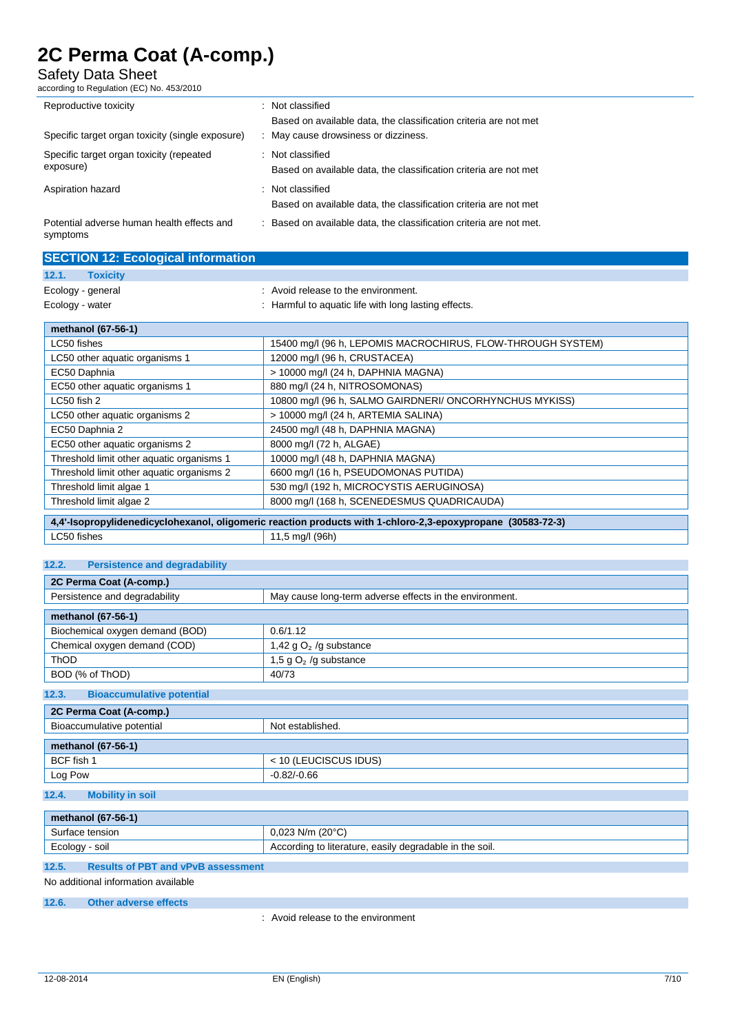| | |
|---|---|
| Reproductive toxicity | : Not classified<br>Based on available data, the classification criteria are not met |
| Specific target organ toxicity (single exposure) | : May cause drowsiness or dizziness. |
| Specific target organ toxicity (repeated exposure) | : Not classified<br>Based on available data, the classification criteria are not met |
| Aspiration hazard | : Not classified<br>Based on available data, the classification criteria are not met |
| Potential adverse human health effects and symptoms | : Based on available data, the classification criteria are not met. |

## SECTION 12: Ecological information

### 12.1. Toxicity

Ecology - general : Avoid release to the environment.

Ecology - water : Harmful to aquatic life with long lasting effects.

| methanol (67-56-1) | |
|---|---|
| LC50 fishes | 15400 mg/l (96 h, LEPOMIS MACROCHIRUS, FLOW-THROUGH SYSTEM) |
| LC50 other aquatic organisms 1 | 12000 mg/l (96 h, CRUSTACEA) |
| EC50 Daphnia | > 10000 mg/l (24 h, DAPHNIA MAGNA) |
| EC50 other aquatic organisms 1 | 880 mg/l (24 h, NITROSOMONAS) |
| LC50 fish 2 | 10800 mg/l (96 h, SALMO GAIRDNERI/ ONCORHYNCHUS MYKISS) |
| LC50 other aquatic organisms 2 | > 10000 mg/l (24 h, ARTEMIA SALINA) |
| EC50 Daphnia 2 | 24500 mg/l (48 h, DAPHNIA MAGNA) |
| EC50 other aquatic organisms 2 | 8000 mg/l (72 h, ALGAE) |
| Threshold limit other aquatic organisms 1 | 10000 mg/l (48 h, DAPHNIA MAGNA) |
| Threshold limit other aquatic organisms 2 | 6600 mg/l (16 h, PSEUDOMONAS PUTIDA) |
| Threshold limit algae 1 | 530 mg/l (192 h, MICROCYSTIS AERUGINOSA) |
| Threshold limit algae 2 | 8000 mg/l (168 h, SCENEDESMUS QUADRICAUDA) |

| 4,4'-Isopropylidenedicyclohexanol, oligomeric reaction products with 1-chloro-2,3-epoxypropane (30583-72-3) | |
|---|---|
| LC50 fishes | 11,5 mg/l (96h) |

### 12.2. Persistence and degradability

| 2C Perma Coat (A-comp.) | |
|---|---|
| Persistence and degradability | May cause long-term adverse effects in the environment. |

| methanol (67-56-1) | |
|---|---|
| Biochemical oxygen demand (BOD) | 0.6/1.12 |
| Chemical oxygen demand (COD) | 1,42 g $O_2$ /g substance |
| ThOD | 1,5 g $O_2$ /g substance |
| BOD (% of ThOD) | 40/73 |

### 12.3. Bioaccumulative potential

| 2C Perma Coat (A-comp.) | |
|---|---|
| Bioaccumulative potential | Not established. |

| methanol (67-56-1) | |
|---|---|
| BCF fish 1 | < 10 (LEUCISCUS IDUS) |
| Log Pow | -0.82/-0.66 |

### 12.4. Mobility in soil

| methanol (67-56-1) | |
|---|---|
| Surface tension | 0,023 N/m (20°C) |
| Ecology - soil | According to literature, easily degradable in the soil. |

### 12.5. Results of PBT and vPvB assessment

No additional information available

### 12.6. Other adverse effects

: Avoid release to the environment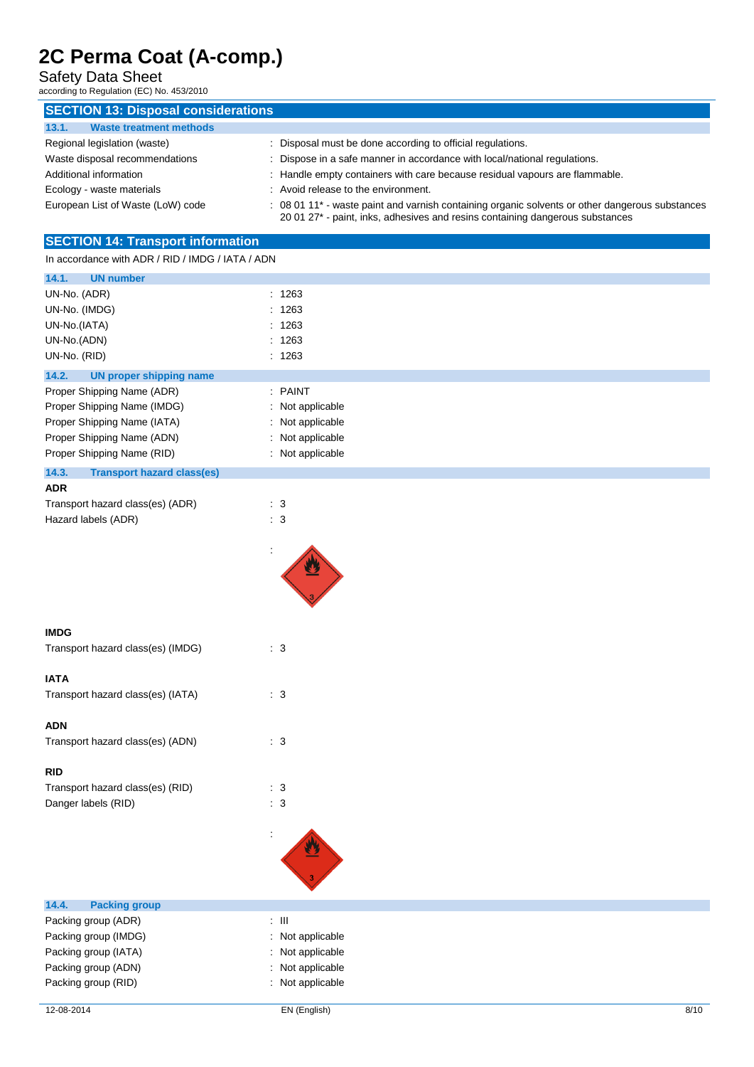## SECTION 13: Disposal considerations

### 13.1. Waste treatment methods

| | |
|---|---|
| Regional legislation (waste) | : Disposal must be done according to official regulations. |
| Waste disposal recommendations | : Dispose in a safe manner in accordance with local/national regulations. |
| Additional information | : Handle empty containers with care because residual vapours are flammable. |
| Ecology - waste materials | : Avoid release to the environment. |
| European List of Waste (LoW) code | : 08 01 11* - waste paint and varnish containing organic solvents or other dangerous substances<br>20 01 27* - paint, inks, adhesives and resins containing dangerous substances |

## SECTION 14: Transport information

In accordance with ADR / RID / IMDG / IATA / ADN

### 14.1. UN number

| | |
|---|---|
| UN-No. (ADR) | : 1263 |
| UN-No. (IMDG) | : 1263 |
| UN-No.(IATA) | : 1263 |
| UN-No.(ADN) | : 1263 |
| UN-No. (RID) | : 1263 |

### 14.2. UN proper shipping name

| | |
|---|---|
| Proper Shipping Name (ADR) | : PAINT |
| Proper Shipping Name (IMDG) | : Not applicable |
| Proper Shipping Name (IATA) | : Not applicable |
| Proper Shipping Name (ADN) | : Not applicable |
| Proper Shipping Name (RID) | : Not applicable |

### 14.3. Transport hazard class(es)

**ADR**

| | |
|---|---|
| Transport hazard class(es) (ADR) | : 3 |
| Hazard labels (ADR) | : 3 |

**IMDG**

| | |
|---|---|
| Transport hazard class(es) (IMDG) | : 3 |

**IATA**

| | |
|---|---|
| Transport hazard class(es) (IATA) | : 3 |

**ADN**

| | |
|---|---|
| Transport hazard class(es) (ADN) | : 3 |

**RID**

| | |
|---|---|
| Transport hazard class(es) (RID) | : 3 |
| Danger labels (RID) | : 3 |

### 14.4. Packing group

| | |
|---|---|
| Packing group (ADR) | : III |
| Packing group (IMDG) | : Not applicable |
| Packing group (IATA) | : Not applicable |
| Packing group (ADN) | : Not applicable |
| Packing group (RID) | : Not applicable |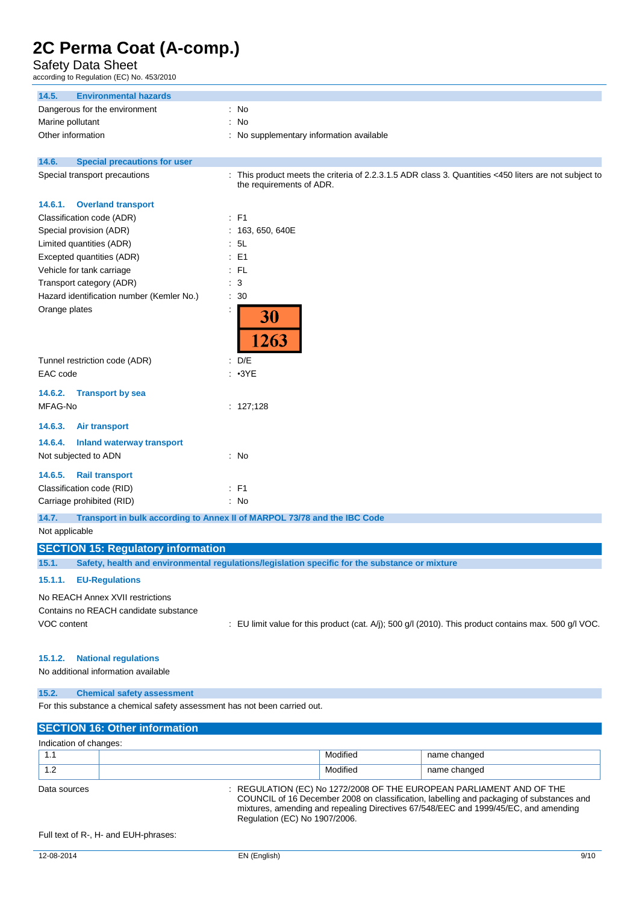# 2C Perma Coat (A-comp.)

Safety Data Sheet

according to Regulation (EC) No. 453/2010

### 14.5. Environmental hazards

Dangerous for the environment : No

Marine pollutant : No

Other information : No supplementary information available

### 14.6. Special precautions for user

Special transport precautions : This product meets the criteria of 2.2.3.1.5 ADR class 3. Quantities <450 liters are not subject to the requirements of ADR.

#### 14.6.1. Overland transport

Classification code (ADR) : F1

Special provision (ADR) : 163, 650, 640E

Limited quantities (ADR) : 5L

Excepted quantities (ADR) : E1

Vehicle for tank carriage : FL

Transport category (ADR) : 3

Hazard identification number (Kemler No.) : 30

Orange plates : 30 / 1263

Tunnel restriction code (ADR) : D/E

EAC code : •3YE

#### 14.6.2. Transport by sea

MFAG-No : 127;128

#### 14.6.3. Air transport

#### 14.6.4. Inland waterway transport

Not subjected to ADN : No

#### 14.6.5. Rail transport

Classification code (RID) : F1

Carriage prohibited (RID) : No

### 14.7. Transport in bulk according to Annex II of MARPOL 73/78 and the IBC Code

Not applicable

## SECTION 15: Regulatory information

### 15.1. Safety, health and environmental regulations/legislation specific for the substance or mixture

#### 15.1.1. EU-Regulations

No REACH Annex XVII restrictions

Contains no REACH candidate substance

VOC content : EU limit value for this product (cat. A/j); 500 g/l (2010). This product contains max. 500 g/l VOC.

#### 15.1.2. National regulations

No additional information available

### 15.2. Chemical safety assessment

For this substance a chemical safety assessment has not been carried out.

## SECTION 16: Other information

Indication of changes:

| | | | |
|---|---|---|---|
| 1.1 | | Modified | name changed |
| 1.2 | | Modified | name changed |

Data sources : REGULATION (EC) No 1272/2008 OF THE EUROPEAN PARLIAMENT AND OF THE COUNCIL of 16 December 2008 on classification, labelling and packaging of substances and mixtures, amending and repealing Directives 67/548/EEC and 1999/45/EC, and amending Regulation (EC) No 1907/2006.

Full text of R-, H- and EUH-phrases: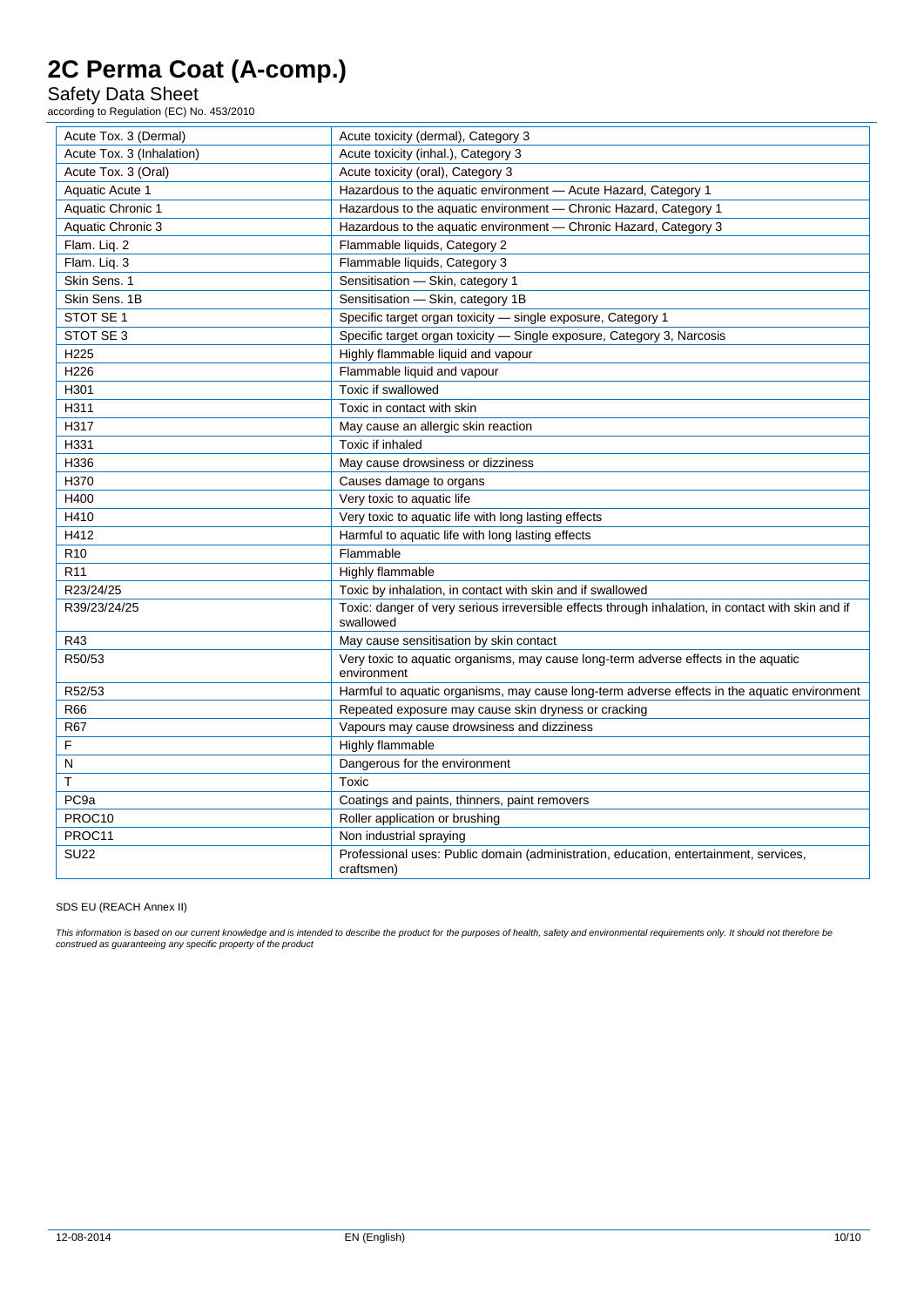| | |
|---|---|
| Acute Tox. 3 (Dermal) | Acute toxicity (dermal), Category 3 |
| Acute Tox. 3 (Inhalation) | Acute toxicity (inhal.), Category 3 |
| Acute Tox. 3 (Oral) | Acute toxicity (oral), Category 3 |
| Aquatic Acute 1 | Hazardous to the aquatic environment — Acute Hazard, Category 1 |
| Aquatic Chronic 1 | Hazardous to the aquatic environment — Chronic Hazard, Category 1 |
| Aquatic Chronic 3 | Hazardous to the aquatic environment — Chronic Hazard, Category 3 |
| Flam. Liq. 2 | Flammable liquids, Category 2 |
| Flam. Liq. 3 | Flammable liquids, Category 3 |
| Skin Sens. 1 | Sensitisation — Skin, category 1 |
| Skin Sens. 1B | Sensitisation — Skin, category 1B |
| STOT SE 1 | Specific target organ toxicity — single exposure, Category 1 |
| STOT SE 3 | Specific target organ toxicity — Single exposure, Category 3, Narcosis |
| H225 | Highly flammable liquid and vapour |
| H226 | Flammable liquid and vapour |
| H301 | Toxic if swallowed |
| H311 | Toxic in contact with skin |
| H317 | May cause an allergic skin reaction |
| H331 | Toxic if inhaled |
| H336 | May cause drowsiness or dizziness |
| H370 | Causes damage to organs |
| H400 | Very toxic to aquatic life |
| H410 | Very toxic to aquatic life with long lasting effects |
| H412 | Harmful to aquatic life with long lasting effects |
| R10 | Flammable |
| R11 | Highly flammable |
| R23/24/25 | Toxic by inhalation, in contact with skin and if swallowed |
| R39/23/24/25 | Toxic: danger of very serious irreversible effects through inhalation, in contact with skin and if swallowed |
| R43 | May cause sensitisation by skin contact |
| R50/53 | Very toxic to aquatic organisms, may cause long-term adverse effects in the aquatic environment |
| R52/53 | Harmful to aquatic organisms, may cause long-term adverse effects in the aquatic environment |
| R66 | Repeated exposure may cause skin dryness or cracking |
| R67 | Vapours may cause drowsiness and dizziness |
| F | Highly flammable |
| N | Dangerous for the environment |
| T | Toxic |
| PC9a | Coatings and paints, thinners, paint removers |
| PROC10 | Roller application or brushing |
| PROC11 | Non industrial spraying |
| SU22 | Professional uses: Public domain (administration, education, entertainment, services, craftsmen) |

SDS EU (REACH Annex II)

*This information is based on our current knowledge and is intended to describe the product for the purposes of health, safety and environmental requirements only. It should not therefore be construed as guaranteeing any specific property of the product*